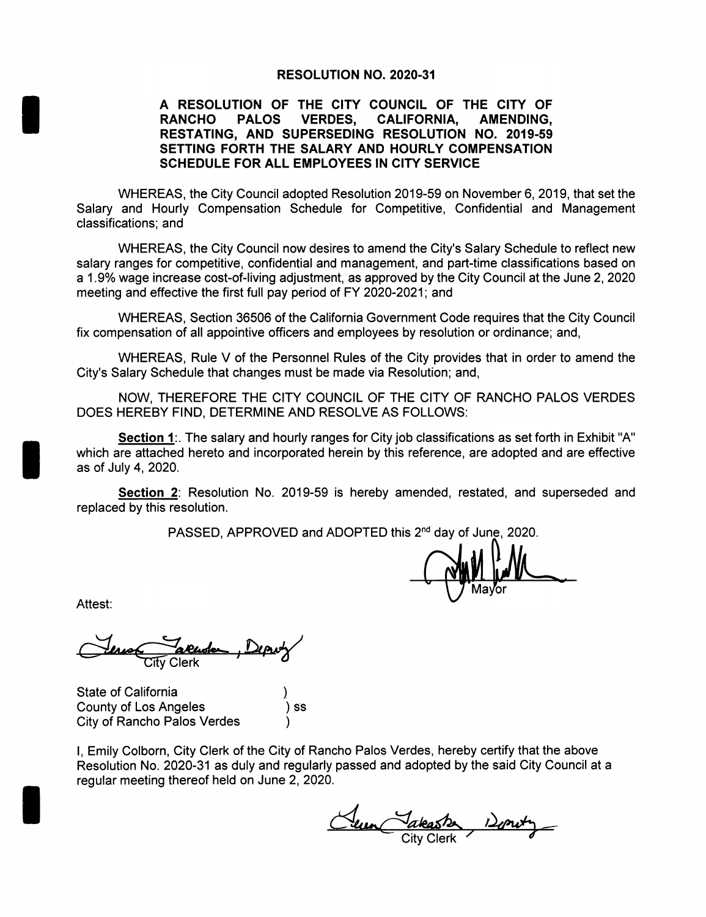# RESOLUTION NO. 2020-31

## A RESOLUTION OF THE CITY COUNCIL OF THE CITY OF RANCHO PALOS VERDES, CALIFORNIA, AMENDING, RESTATING, AND SUPERSEDING RESOLUTION NO. 2019-59 SETTING FORTH THE SALARY AND HOURLY COMPENSATION SCHEDULE FOR ALL EMPLOYEES IN CITY SERVICE

WHEREAS, the City Council adopted Resolution 2019-59 on November 6, 2019, that set the Salary and Hourly Compensation Schedule for Competitive, Confidential and Management classifications; and

WHEREAS, the City Council now desires to amend the City's Salary Schedule to reflect new salary ranges for competitive, confidential and management, and part-time classifications based on a 1.9% wage increase cost-of-living adjustment, as approved by the City Council at the June 2, 2020 meeting and effective the first full pay period of FY 2020-2021; and

WHEREAS, Section 36506 of the California Government Code requires that the City Council fix compensation of all appointive officers and employees by resolution or ordinance; and,

WHEREAS, Rule V of the Personnel Rules of the City provides that in order to amend the City's Salary Schedule that changes must be made via Resolution; and,

NOW, THEREFORE THE CITY COUNCIL OF THE CITY OF RANCHO PALOS VERDES DOES HEREBY FIND, DETERMINE AND RESOLVE AS FOLLOWS:

**Section 1**:. The salary and hourly ranges for City job classifications as set forth in Exhibit "A" which are attached hereto and incorporated herein by this reference, are adopted and are effective as of July 4, 2020.

**Section 2**: Resolution No. 2019-59 is hereby amended, restated, and superseded and replaced by this resolution.

PASSED, APPROVED and ADOPTED this 2nd day of June, 2020.

Mayor

Attest:

City Clerk

State of California )
County of Los Angeles ) ss
City of Rancho Palos Verdes )

I, Emily Colborn, City Clerk of the City of Rancho Palos Verdes, hereby certify that the above Resolution No. 2020-31 as duly and regularly passed and adopted by the said City Council at a regular meeting thereof held on June 2, 2020.

City Clerk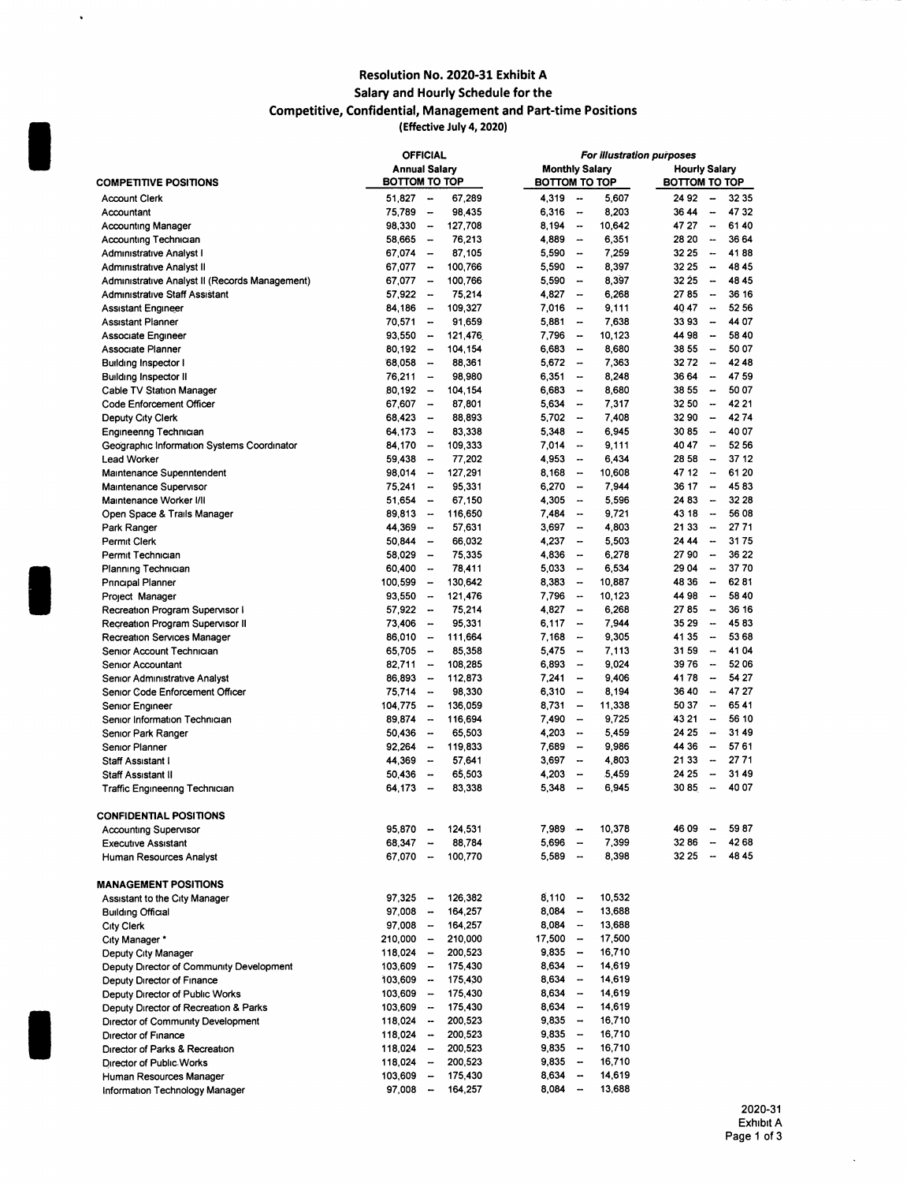**Resolution No. 2020-31 Exhibit A**
**Salary and Hourly Schedule for the**
**Competitive, Confidential, Management and Part-time Positions**
(Effective July 4, 2020)

| | OFFICIAL Annual Salary BOTTOM TO TOP | *For illustration purposes* Monthly Salary BOTTOM TO TOP | Hourly Salary BOTTOM TO TOP |
|---|---|---|---|
| **COMPETITIVE POSITIONS** | | | |
| Account Clerk | 51,827 – 67,289 | 4,319 – 5,607 | 24 92 – 32 35 |
| Accountant | 75,789 – 98,435 | 6,316 – 8,203 | 36 44 – 47 32 |
| Accounting Manager | 98,330 – 127,708 | 8,194 – 10,642 | 47 27 – 61 40 |
| Accounting Technician | 58,665 – 76,213 | 4,889 – 6,351 | 28 20 – 36 64 |
| Administrative Analyst I | 67,074 – 87,105 | 5,590 – 7,259 | 32 25 – 41 88 |
| Administrative Analyst II | 67,077 – 100,766 | 5,590 – 8,397 | 32 25 – 48 45 |
| Administrative Analyst II (Records Management) | 67,077 – 100,766 | 5,590 – 8,397 | 32 25 – 48 45 |
| Administrative Staff Assistant | 57,922 – 75,214 | 4,827 – 6,268 | 27 85 – 36 16 |
| Assistant Engineer | 84,186 – 109,327 | 7,016 – 9,111 | 40 47 – 52 56 |
| Assistant Planner | 70,571 – 91,659 | 5,881 – 7,638 | 33 93 – 44 07 |
| Associate Engineer | 93,550 – 121,476 | 7,796 – 10,123 | 44 98 – 58 40 |
| Associate Planner | 80,192 – 104,154 | 6,683 – 8,680 | 38 55 – 50 07 |
| Building Inspector I | 68,058 – 88,361 | 5,672 – 7,363 | 32 72 – 42 48 |
| Building Inspector II | 76,211 – 98,980 | 6,351 – 8,248 | 36 64 – 47 59 |
| Cable TV Station Manager | 80,192 – 104,154 | 6,683 – 8,680 | 38 55 – 50 07 |
| Code Enforcement Officer | 67,607 – 87,801 | 5,634 – 7,317 | 32 50 – 42 21 |
| Deputy City Clerk | 68,423 – 88,893 | 5,702 – 7,408 | 32 90 – 42 74 |
| Engineering Technician | 64,173 – 83,338 | 5,348 – 6,945 | 30 85 – 40 07 |
| Geographic Information Systems Coordinator | 84,170 – 109,333 | 7,014 – 9,111 | 40 47 – 52 56 |
| Lead Worker | 59,438 – 77,202 | 4,953 – 6,434 | 28 58 – 37 12 |
| Maintenance Superintendent | 98,014 – 127,291 | 8,168 – 10,608 | 47 12 – 61 20 |
| Maintenance Supervisor | 75,241 – 95,331 | 6,270 – 7,944 | 36 17 – 45 83 |
| Maintenance Worker I/II | 51,654 – 67,150 | 4,305 – 5,596 | 24 83 – 32 28 |
| Open Space & Trails Manager | 89,813 – 116,650 | 7,484 – 9,721 | 43 18 – 56 08 |
| Park Ranger | 44,369 – 57,631 | 3,697 – 4,803 | 21 33 – 27 71 |
| Permit Clerk | 50,844 – 66,032 | 4,237 – 5,503 | 24 44 – 31 75 |
| Permit Technician | 58,029 – 75,335 | 4,836 – 6,278 | 27 90 – 36 22 |
| Planning Technician | 60,400 – 78,411 | 5,033 – 6,534 | 29 04 – 37 70 |
| Principal Planner | 100,599 – 130,642 | 8,383 – 10,887 | 48 36 – 62 81 |
| Project Manager | 93,550 – 121,476 | 7,796 – 10,123 | 44 98 – 58 40 |
| Recreation Program Supervisor I | 57,922 – 75,214 | 4,827 – 6,268 | 27 85 – 36 16 |
| Recreation Program Supervisor II | 73,406 – 95,331 | 6,117 – 7,944 | 35 29 – 45 83 |
| Recreation Services Manager | 86,010 – 111,664 | 7,168 – 9,305 | 41 35 – 53 68 |
| Senior Account Technician | 65,705 – 85,358 | 5,475 – 7,113 | 31 59 – 41 04 |
| Senior Accountant | 82,711 – 108,285 | 6,893 – 9,024 | 39 76 – 52 06 |
| Senior Administrative Analyst | 86,893 – 112,873 | 7,241 – 9,406 | 41 78 – 54 27 |
| Senior Code Enforcement Officer | 75,714 – 98,330 | 6,310 – 8,194 | 36 40 – 47 27 |
| Senior Engineer | 104,775 – 136,059 | 8,731 – 11,338 | 50 37 – 65 41 |
| Senior Information Technician | 89,874 – 116,694 | 7,490 – 9,725 | 43 21 – 56 10 |
| Senior Park Ranger | 50,436 – 65,503 | 4,203 – 5,459 | 24 25 – 31 49 |
| Senior Planner | 92,264 – 119,833 | 7,689 – 9,986 | 44 36 – 57 61 |
| Staff Assistant I | 44,369 – 57,641 | 3,697 – 4,803 | 21 33 – 27 71 |
| Staff Assistant II | 50,436 – 65,503 | 4,203 – 5,459 | 24 25 – 31 49 |
| Traffic Engineering Technician | 64,173 – 83,338 | 5,348 – 6,945 | 30 85 – 40 07 |
| **CONFIDENTIAL POSITIONS** | | | |
| Accounting Supervisor | 95,870 – 124,531 | 7,989 – 10,378 | 46 09 – 59 87 |
| Executive Assistant | 68,347 – 88,784 | 5,696 – 7,399 | 32 86 – 42 68 |
| Human Resources Analyst | 67,070 – 100,770 | 5,589 – 8,398 | 32 25 – 48 45 |
| **MANAGEMENT POSITIONS** | | | |
| Assistant to the City Manager | 97,325 – 126,382 | 8,110 – 10,532 | |
| Building Official | 97,008 – 164,257 | 8,084 – 13,688 | |
| City Clerk | 97,008 – 164,257 | 8,084 – 13,688 | |
| City Manager * | 210,000 – 210,000 | 17,500 – 17,500 | |
| Deputy City Manager | 118,024 – 200,523 | 9,835 – 16,710 | |
| Deputy Director of Community Development | 103,609 – 175,430 | 8,634 – 14,619 | |
| Deputy Director of Finance | 103,609 – 175,430 | 8,634 – 14,619 | |
| Deputy Director of Public Works | 103,609 – 175,430 | 8,634 – 14,619 | |
| Deputy Director of Recreation & Parks | 103,609 – 175,430 | 8,634 – 14,619 | |
| Director of Community Development | 118,024 – 200,523 | 9,835 – 16,710 | |
| Director of Finance | 118,024 – 200,523 | 9,835 – 16,710 | |
| Director of Parks & Recreation | 118,024 – 200,523 | 9,835 – 16,710 | |
| Director of Public Works | 118,024 – 200,523 | 9,835 – 16,710 | |
| Human Resources Manager | 103,609 – 175,430 | 8,634 – 14,619 | |
| Information Technology Manager | 97,008 – 164,257 | 8,084 – 13,688 | |

2020-31
Exhibit A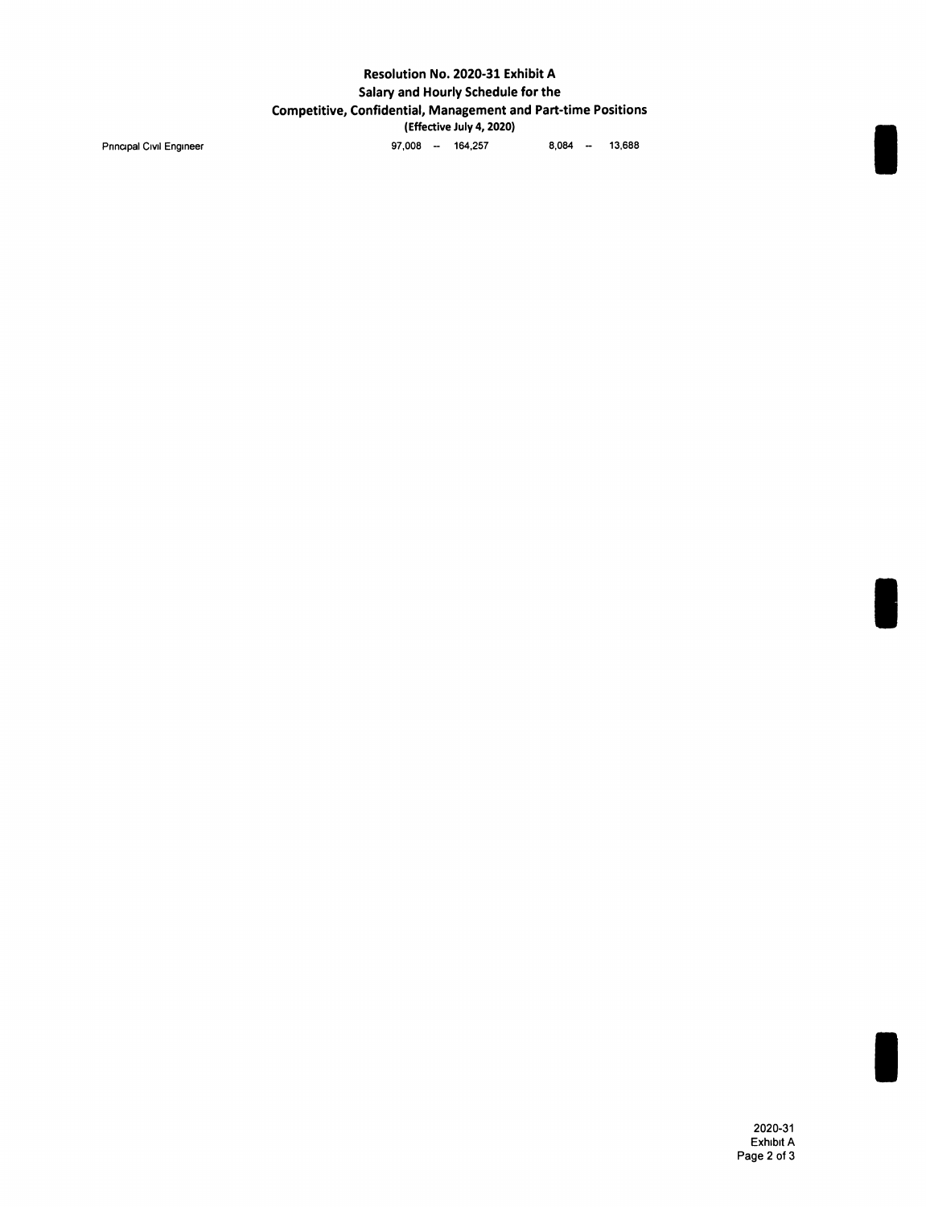**Resolution No. 2020-31 Exhibit A**
**Salary and Hourly Schedule for the**
**Competitive, Confidential, Management and Part-time Positions**
**(Effective July 4, 2020)**

| | | |
|---|---|---|
| Principal Civil Engineer | 97,008 -- 164,257 | 8,084 -- 13,688 |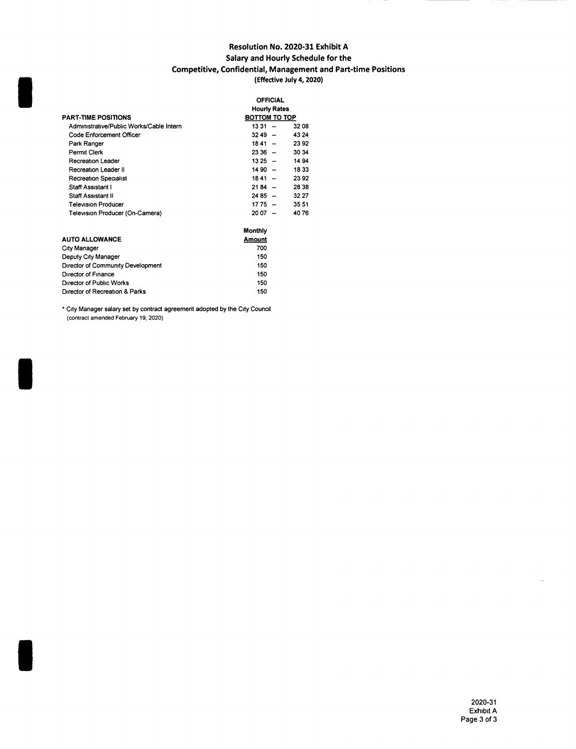## Resolution No. 2020-31 Exhibit A
## Salary and Hourly Schedule for the
## Competitive, Confidential, Management and Part-time Positions
**(Effective July 4, 2020)**

| PART-TIME POSITIONS | OFFICIAL Hourly Rates BOTTOM TO TOP | |
|---|---|---|
| Administrative/Public Works/Cable Intern | 13 31 -- | 32 08 |
| Code Enforcement Officer | 32 49 -- | 43 24 |
| Park Ranger | 18 41 -- | 23 92 |
| Permit Clerk | 23 36 -- | 30 34 |
| Recreation Leader | 13 25 -- | 14 94 |
| Recreation Leader II | 14 90 -- | 18 33 |
| Recreation Specialist | 18 41 -- | 23 92 |
| Staff Assistant I | 21 84 -- | 28 38 |
| Staff Assistant II | 24 85 -- | 32 27 |
| Television Producer | 17 75 -- | 35 51 |
| Television Producer (On-Camera) | 20 07 -- | 40 76 |

| AUTO ALLOWANCE | Monthly Amount |
|---|---|
| City Manager | 700 |
| Deputy City Manager | 150 |
| Director of Community Development | 150 |
| Director of Finance | 150 |
| Director of Public Works | 150 |
| Director of Recreation & Parks | 150 |

* City Manager salary set by contract agreement adopted by the City Council (contract amended February 19, 2020)

2020-31
Exhibit A